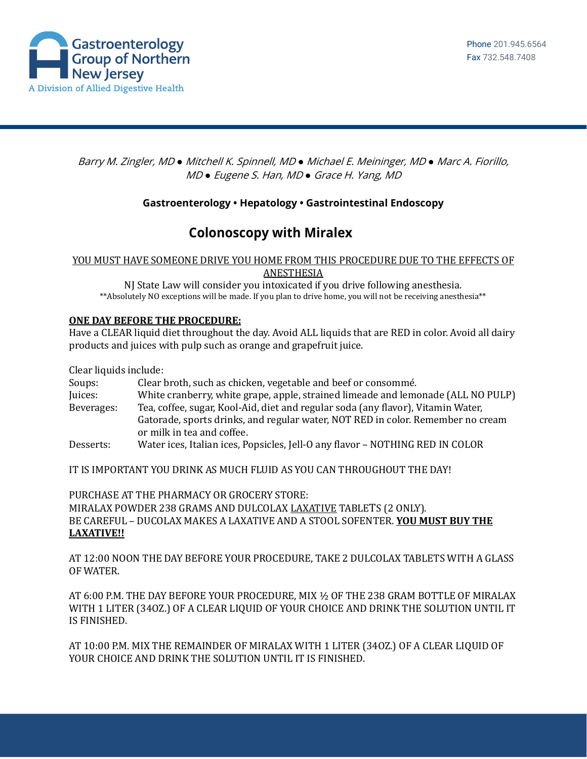Gastroenterology Group of Northern New Jersey
A Division of Allied Digestive Health

Phone 201.945.6564
Fax 732.548.7408

*Barry M. Zingler, MD ● Mitchell K. Spinnell, MD ● Michael E. Meininger, MD ● Marc A. Fiorillo, MD ● Eugene S. Han, MD ● Grace H. Yang, MD*

**Gastroenterology • Hepatology • Gastrointestinal Endoscopy**

# Colonoscopy with Miralex

<u>YOU MUST HAVE SOMEONE DRIVE YOU HOME FROM THIS PROCEDURE DUE TO THE EFFECTS OF ANESTHESIA</u>

NJ State Law will consider you intoxicated if you drive following anesthesia.

**Absolutely NO exceptions will be made. If you plan to drive home, you will not be receiving anesthesia**

**<u>ONE DAY BEFORE THE PROCEDURE:</u>**

Have a CLEAR liquid diet throughout the day. Avoid ALL liquids that are RED in color. Avoid all dairy products and juices with pulp such as orange and grapefruit juice.

Clear liquids include:

| | |
|---|---|
| Soups: | Clear broth, such as chicken, vegetable and beef or consommé. |
| Juices: | White cranberry, white grape, apple, strained limeade and lemonade (ALL NO PULP) |
| Beverages: | Tea, coffee, sugar, Kool-Aid, diet and regular soda (any flavor), Vitamin Water, Gatorade, sports drinks, and regular water, NOT RED in color. Remember no cream or milk in tea and coffee. |
| Desserts: | Water ices, Italian ices, Popsicles, Jell-O any flavor – NOTHING RED IN COLOR |

IT IS IMPORTANT YOU DRINK AS MUCH FLUID AS YOU CAN THROUGHOUT THE DAY!

PURCHASE AT THE PHARMACY OR GROCERY STORE:
MIRALAX POWDER 238 GRAMS AND DULCOLAX <u>LAXATIVE</u> TABLETS (2 ONLY).
BE CAREFUL – DUCOLAX MAKES A LAXATIVE AND A STOOL SOFENTER. **<u>YOU MUST BUY THE LAXATIVE!!</u>**

AT 12:00 NOON THE DAY BEFORE YOUR PROCEDURE, TAKE 2 DULCOLAX TABLETS WITH A GLASS OF WATER.

AT 6:00 P.M. THE DAY BEFORE YOUR PROCEDURE, MIX ½ OF THE 238 GRAM BOTTLE OF MIRALAX WITH 1 LITER (34OZ.) OF A CLEAR LIQUID OF YOUR CHOICE AND DRINK THE SOLUTION UNTIL IT IS FINISHED.

AT 10:00 P.M. MIX THE REMAINDER OF MIRALAX WITH 1 LITER (34OZ.) OF A CLEAR LIQUID OF YOUR CHOICE AND DRINK THE SOLUTION UNTIL IT IS FINISHED.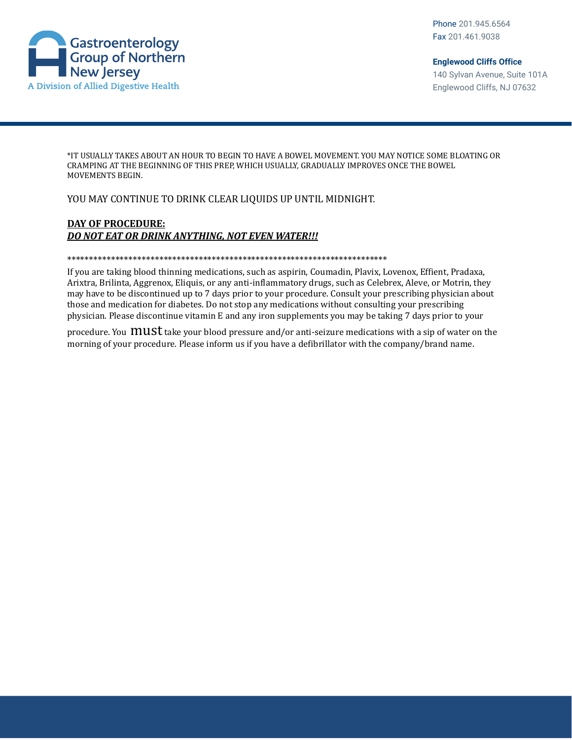Phone 201.945.6564
Fax 201.461.9038

**Englewood Cliffs Office**
140 Sylvan Avenue, Suite 101A
Englewood Cliffs, NJ 07632

*IT USUALLY TAKES ABOUT AN HOUR TO BEGIN TO HAVE A BOWEL MOVEMENT. YOU MAY NOTICE SOME BLOATING OR CRAMPING AT THE BEGINNING OF THIS PREP, WHICH USUALLY, GRADUALLY IMPROVES ONCE THE BOWEL MOVEMENTS BEGIN.

YOU MAY CONTINUE TO DRINK CLEAR LIQUIDS UP UNTIL MIDNIGHT.

**DAY OF PROCEDURE:**
***DO NOT EAT OR DRINK ANYTHING, NOT EVEN WATER!!!***

****************************************************************************

If you are taking blood thinning medications, such as aspirin, Coumadin, Plavix, Lovenox, Effient, Pradaxa, Arixtra, Brilinta, Aggrenox, Eliquis, or any anti-inflammatory drugs, such as Celebrex, Aleve, or Motrin, they may have to be discontinued up to 7 days prior to your procedure. Consult your prescribing physician about those and medication for diabetes. Do not stop any medications without consulting your prescribing physician. Please discontinue vitamin E and any iron supplements you may be taking 7 days prior to your procedure. You **must** take your blood pressure and/or anti-seizure medications with a sip of water on the morning of your procedure. Please inform us if you have a defibrillator with the company/brand name.